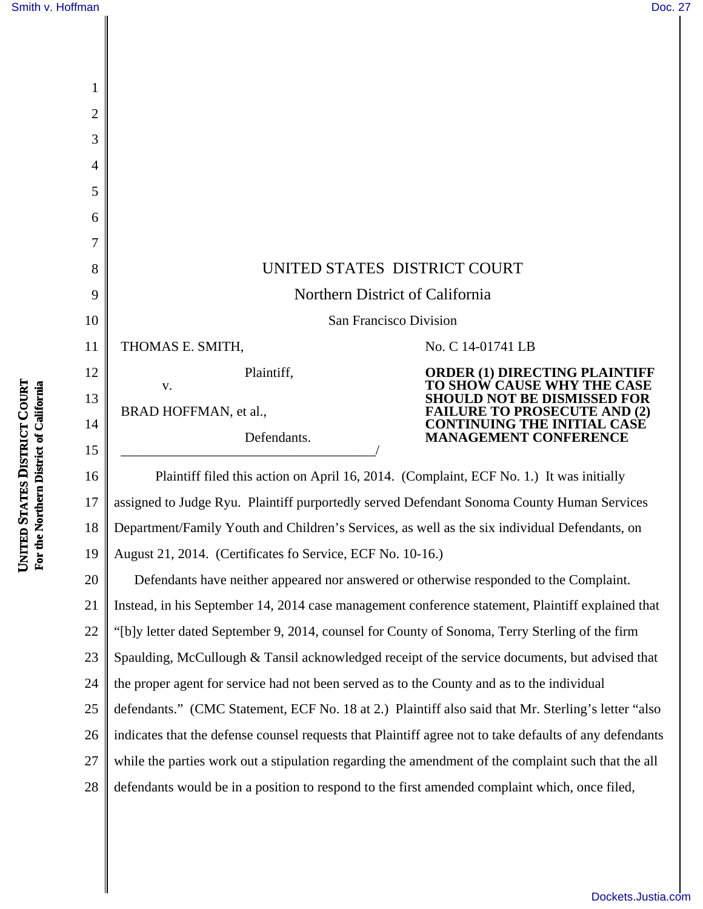UNITED STATES DISTRICT COURT

Northern District of California

San Francisco Division

THOMAS E. SMITH,

Plaintiff,

v.

BRAD HOFFMAN, et al.,

Defendants.

No. C 14-01741 LB

**ORDER (1) DIRECTING PLAINTIFF TO SHOW CAUSE WHY THE CASE SHOULD NOT BE DISMISSED FOR FAILURE TO PROSECUTE AND (2) CONTINUING THE INITIAL CASE MANAGEMENT CONFERENCE**

Plaintiff filed this action on April 16, 2014. (Complaint, ECF No. 1.) It was initially assigned to Judge Ryu. Plaintiff purportedly served Defendant Sonoma County Human Services Department/Family Youth and Children's Services, as well as the six individual Defendants, on August 21, 2014. (Certificates fo Service, ECF No. 10-16.)

Defendants have neither appeared nor answered or otherwise responded to the Complaint. Instead, in his September 14, 2014 case management conference statement, Plaintiff explained that "[b]y letter dated September 9, 2014, counsel for County of Sonoma, Terry Sterling of the firm Spaulding, McCullough & Tansil acknowledged receipt of the service documents, but advised that the proper agent for service had not been served as to the County and as to the individual defendants." (CMC Statement, ECF No. 18 at 2.) Plaintiff also said that Mr. Sterling's letter "also indicates that the defense counsel requests that Plaintiff agree not to take defaults of any defendants while the parties work out a stipulation regarding the amendment of the complaint such that the all defendants would be in a position to respond to the first amended complaint which, once filed,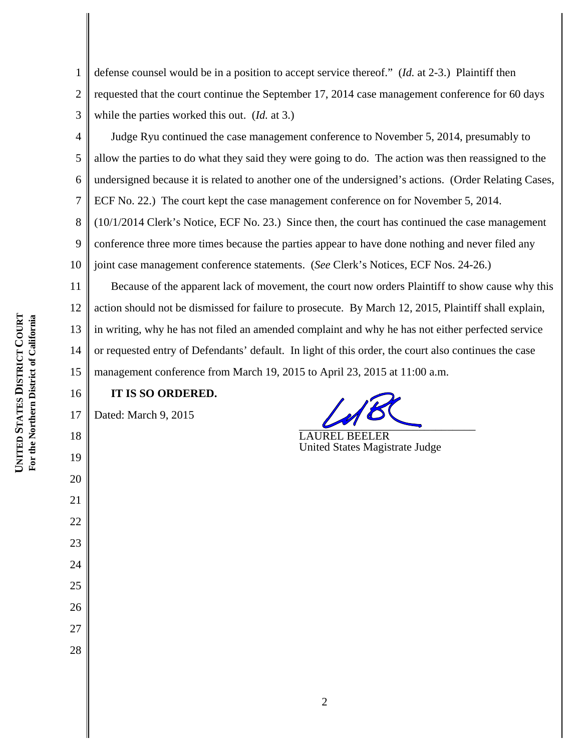defense counsel would be in a position to accept service thereof." (*Id.* at 2-3.) Plaintiff then requested that the court continue the September 17, 2014 case management conference for 60 days while the parties worked this out. (*Id.* at 3.)

Judge Ryu continued the case management conference to November 5, 2014, presumably to allow the parties to do what they said they were going to do. The action was then reassigned to the undersigned because it is related to another one of the undersigned's actions. (Order Relating Cases, ECF No. 22.) The court kept the case management conference on for November 5, 2014. (10/1/2014 Clerk's Notice, ECF No. 23.) Since then, the court has continued the case management conference three more times because the parties appear to have done nothing and never filed any joint case management conference statements. (*See* Clerk's Notices, ECF Nos. 24-26.)

Because of the apparent lack of movement, the court now orders Plaintiff to show cause why this action should not be dismissed for failure to prosecute. By March 12, 2015, Plaintiff shall explain, in writing, why he has not filed an amended complaint and why he has not either perfected service or requested entry of Defendants' default. In light of this order, the court also continues the case management conference from March 19, 2015 to April 23, 2015 at 11:00 a.m.

**IT IS SO ORDERED.**

Dated: March 9, 2015

LAUREL BEELER
United States Magistrate Judge